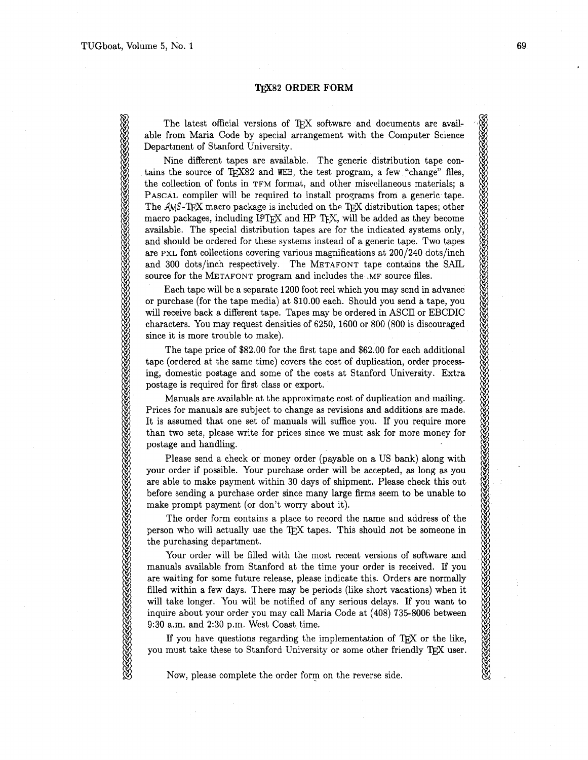# TEX82 ORDER FORM

The latest official versions of TEX software and documents are available from Maria Code by special arrangement with the Computer Science Department of Stanford University.

Nine different tapes are available. The generic distribution tape contains the source of TEX82 and WEB, the test program, a few "change" files, the collection of fonts in TFM format, and other miscellaneous materials; a PASCAL compiler will be required to install programs from a generic tape. The AMS-TEX macro package is included on the TEX distribution tapes; other macro packages, including LaTEX and HP TEX, will be added as they become available. The special distribution tapes are for the indicated systems only, and should be ordered for these systems instead of a generic tape. Two tapes are PXL font collections covering various magnifications at 200/240 dots/inch and 300 dots/inch respectively. The METAFONT tape contains the SAIL source for the METAFONT program and includes the .MF source files.

Each tape will be a separate 1200 foot reel which you may send in advance or purchase (for the tape media) at $10.00 each. Should you send a tape, you will receive back a different tape. Tapes may be ordered in ASCII or EBCDIC characters. You may request densities of 6250, 1600 or 800 (800 is discouraged since it is more trouble to make).

The tape price of $82.00 for the first tape and $62.00 for each additional tape (ordered at the same time) covers the cost of duplication, order processing, domestic postage and some of the costs at Stanford University. Extra postage is required for first class or export.

Manuals are available at the approximate cost of duplication and mailing. Prices for manuals are subject to change as revisions and additions are made. It is assumed that one set of manuals will suffice you. If you require more than two sets, please write for prices since we must ask for more money for postage and handling.

Please send a check or money order (payable on a US bank) along with your order if possible. Your purchase order will be accepted, as long as you are able to make payment within 30 days of shipment. Please check this out before sending a purchase order since many large firms seem to be unable to make prompt payment (or don't worry about it).

The order form contains a place to record the name and address of the person who will actually use the TEX tapes. This should *not* be someone in the purchasing department.

Your order will be filled with the most recent versions of software and manuals available from Stanford at the time your order is received. If you are waiting for some future release, please indicate this. Orders are normally filled within a few days. There may be periods (like short vacations) when it will take longer. You will be notified of any serious delays. If you want to inquire about your order you may call Maria Code at (408) 735-8006 between 9:30 a.m. and 2:30 p.m. West Coast time.

If you have questions regarding the implementation of TEX or the like, you must take these to Stanford University or some other friendly TEX user.

Now, please complete the order form on the reverse side.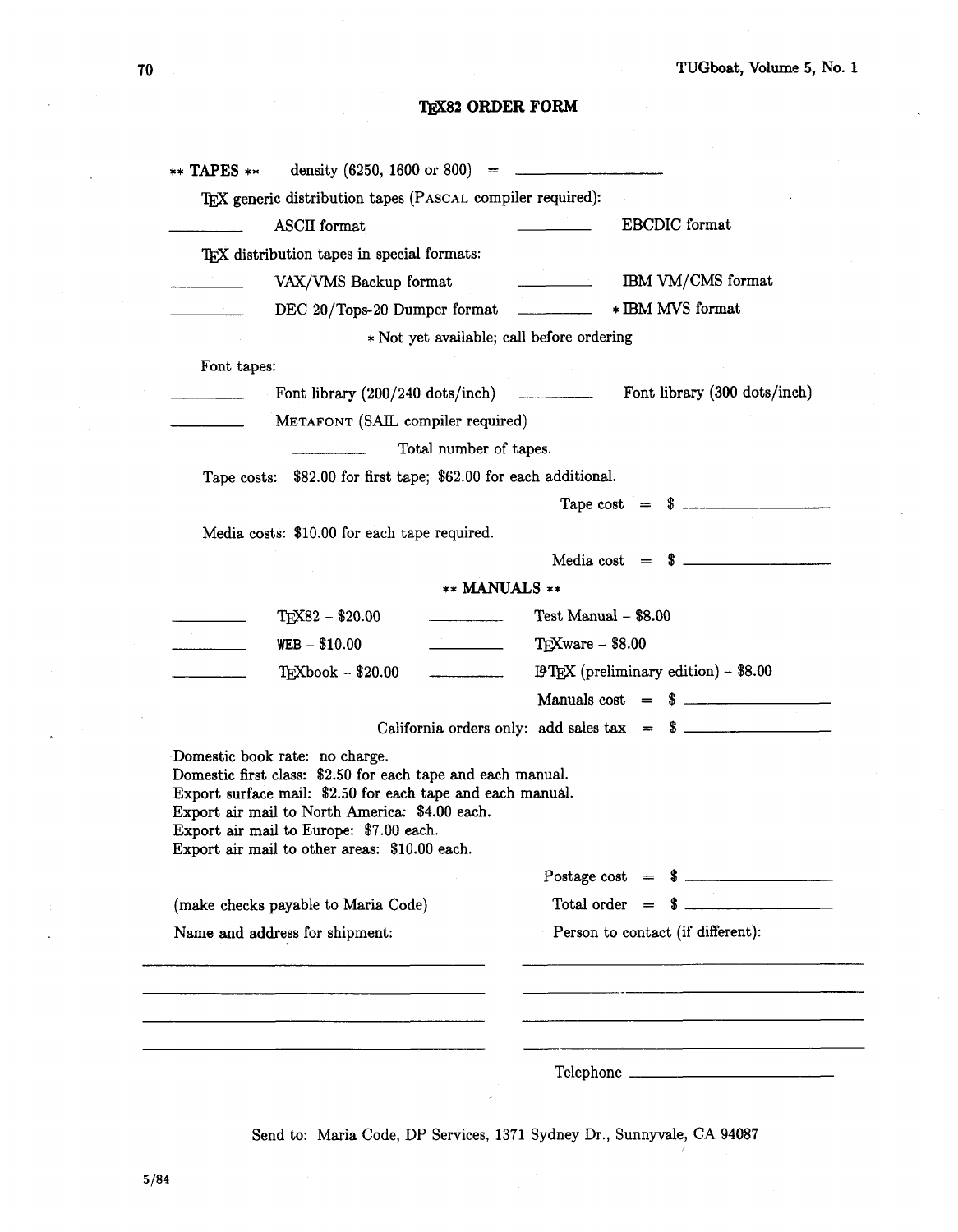# TeX82 ORDER FORM

** **TAPES** ** density (6250, 1600 or 800) = ____________

TeX generic distribution tapes (PASCAL compiler required):

| | | | |
|---|---|---|---|
| ________ | ASCII format | ________ | EBCDIC format |

TeX distribution tapes in special formats:

| | | | |
|---|---|---|---|
| ________ | VAX/VMS Backup format | ________ | IBM VM/CMS format |
| ________ | DEC 20/Tops-20 Dumper format | ________ | * IBM MVS format |

\* Not yet available; call before ordering

Font tapes:

| | | | |
|---|---|---|---|
| ________ | Font library (200/240 dots/inch) | ________ | Font library (300 dots/inch) |
| ________ | METAFONT (SAIL compiler required) | | |

________ Total number of tapes.

Tape costs: $82.00 for first tape; $62.00 for each additional.

Tape cost = $ ____________

Media costs: $10.00 for each tape required.

Media cost = $ ____________

** **MANUALS** **

| | | | |
|---|---|---|---|
| ________ | TeX82 – $20.00 | ________ | Test Manual – $8.00 |
| ________ | WEB – $10.00 | ________ | TeXware – $8.00 |
| ________ | TeXbook – $20.00 | ________ | LaTeX (preliminary edition) – $8.00 |

Manuals cost = $ ____________

California orders only: add sales tax = $ ____________

Domestic book rate: no charge.
Domestic first class: $2.50 for each tape and each manual.
Export surface mail: $2.50 for each tape and each manual.
Export air mail to North America: $4.00 each.
Export air mail to Europe: $7.00 each.
Export air mail to other areas: $10.00 each.

Postage cost = $ ____________

(make checks payable to Maria Code)

Total order = $ ____________

Name and address for shipment:

____________________________________
____________________________________
____________________________________
____________________________________

Person to contact (if different):

____________________________________
____________________________________
____________________________________
____________________________________

Telephone ____________________

Send to: Maria Code, DP Services, 1371 Sydney Dr., Sunnyvale, CA 94087

5/84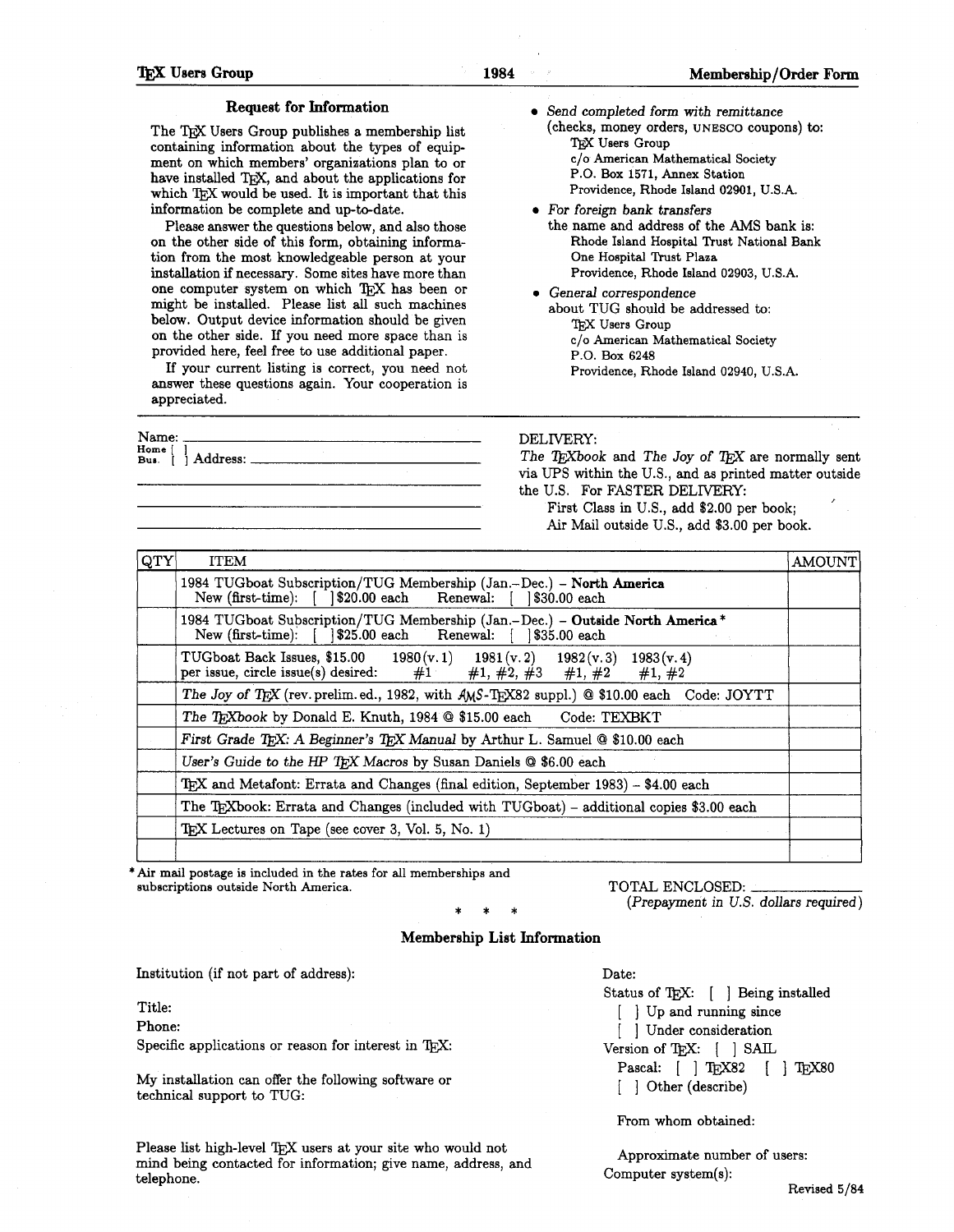## Request for Information

The TeX Users Group publishes a membership list containing information about the types of equipment on which members' organizations plan to or have installed TeX, and about the applications for which TeX would be used. It is important that this information be complete and up-to-date.

Please answer the questions below, and also those on the other side of this form, obtaining information from the most knowledgeable person at your installation if necessary. Some sites have more than one computer system on which TeX has been or might be installed. Please list all such machines below. Output device information should be given on the other side. If you need more space than is provided here, feel free to use additional paper.

If your current listing is correct, you need not answer these questions again. Your cooperation is appreciated.

- *Send completed form with remittance* (checks, money orders, UNESCO coupons) to:
  TeX Users Group
  c/o American Mathematical Society
  P.O. Box 1571, Annex Station
  Providence, Rhode Island 02901, U.S.A.
- *For foreign bank transfers* the name and address of the AMS bank is:
  Rhode Island Hospital Trust National Bank
  One Hospital Trust Plaza
  Providence, Rhode Island 02903, U.S.A.
- *General correspondence* about TUG should be addressed to:
  TeX Users Group
  c/o American Mathematical Society
  P.O. Box 6248
  Providence, Rhode Island 02940, U.S.A.

---

Name: ______________________________

Home [ ]
Bus. [ ] Address: ______________________________

______________________________

______________________________

DELIVERY:
*The TeXbook* and *The Joy of TeX* are normally sent via UPS within the U.S., and as printed matter outside the U.S. For FASTER DELIVERY:
First Class in U.S., add $2.00 per book;
Air Mail outside U.S., add $3.00 per book.

| QTY | ITEM | AMOUNT |
|---|---|---|
| | 1984 TUGboat Subscription/TUG Membership (Jan.–Dec.) – **North America**<br>New (first-time): [ ] $20.00 each  Renewal: [ ] $30.00 each | |
| | 1984 TUGboat Subscription/TUG Membership (Jan.–Dec.) – **Outside North America** *<br>New (first-time): [ ] $25.00 each  Renewal: [ ] $35.00 each | |
| | TUGboat Back Issues, $15.00 per issue, circle issue(s) desired: 1980 (v. 1) #1; 1981 (v. 2) #1, #2, #3; 1982 (v. 3) #1, #2; 1983 (v. 4) #1, #2 | |
| | *The Joy of TeX* (rev. prelim. ed., 1982, with AMS-TeX82 suppl.) @ $10.00 each  Code: JOYTT | |
| | *The TeXbook* by Donald E. Knuth, 1984 @ $15.00 each  Code: TEXBKT | |
| | *First Grade TeX: A Beginner's TeX Manual* by Arthur L. Samuel @ $10.00 each | |
| | *User's Guide to the HP TeX Macros* by Susan Daniels @ $6.00 each | |
| | TeX and Metafont: Errata and Changes (final edition, September 1983) – $4.00 each | |
| | The TeXbook: Errata and Changes (included with TUGboat) – additional copies $3.00 each | |
| | TeX Lectures on Tape (see cover 3, Vol. 5, No. 1) | |
| | | |

* Air mail postage is included in the rates for all memberships and subscriptions outside North America.

TOTAL ENCLOSED: ______________
(*Prepayment in U.S. dollars required*)

\* \* \*

## Membership List Information

Institution (if not part of address):

Title:

Phone:

Specific applications or reason for interest in TeX:

My installation can offer the following software or technical support to TUG:

Please list high-level TeX users at your site who would not mind being contacted for information; give name, address, and telephone.

Date:

Status of TeX: [ ] Being installed
[ ] Up and running since
[ ] Under consideration

Version of TeX: [ ] SAIL
Pascal: [ ] TeX82 [ ] TeX80
[ ] Other (describe)

From whom obtained:

Approximate number of users:

Computer system(s):

Revised 5/84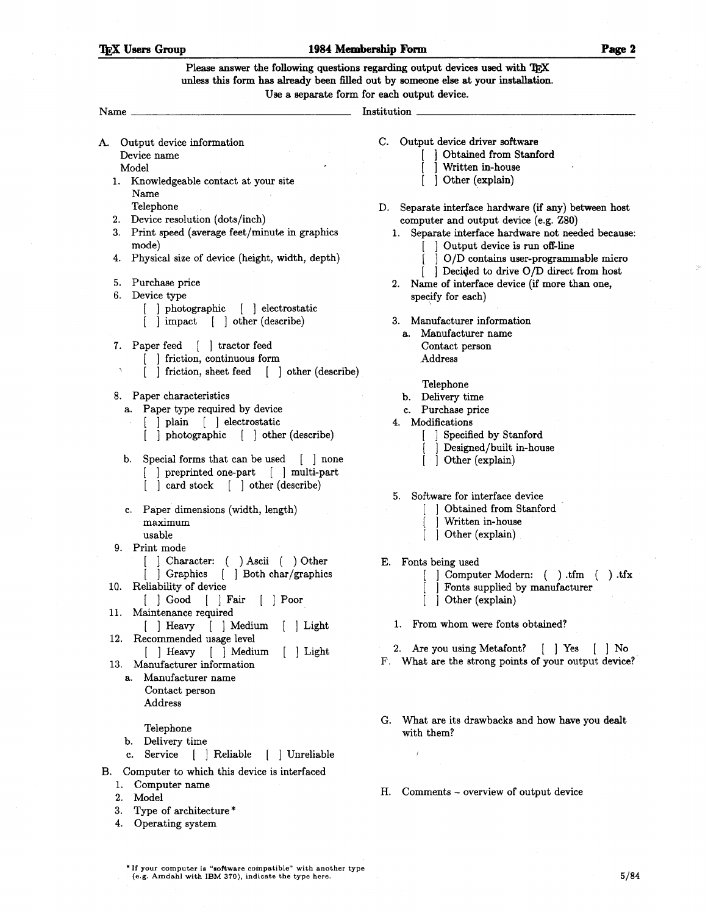Please answer the following questions regarding output devices used with TeX unless this form has already been filled out by someone else at your installation. Use a separate form for each output device.

Name ______________________ Institution ______________________

A. Output device information
   Device name
   Model
   1. Knowledgeable contact at your site
      Name
      Telephone
   2. Device resolution (dots/inch)
   3. Print speed (average feet/minute in graphics mode)
   4. Physical size of device (height, width, depth)
   5. Purchase price
   6. Device type
      [ ] photographic [ ] electrostatic
      [ ] impact [ ] other (describe)
   7. Paper feed [ ] tractor feed
      [ ] friction, continuous form
      [ ] friction, sheet feed [ ] other (describe)
   8. Paper characteristics
      a. Paper type required by device
         [ ] plain [ ] electrostatic
         [ ] photographic [ ] other (describe)
      b. Special forms that can be used [ ] none
         [ ] preprinted one-part [ ] multi-part
         [ ] card stock [ ] other (describe)
      c. Paper dimensions (width, length)
         maximum
         usable
   9. Print mode
      [ ] Character: ( ) Ascii ( ) Other
      [ ] Graphics [ ] Both char/graphics
   10. Reliability of device
      [ ] Good [ ] Fair [ ] Poor
   11. Maintenance required
      [ ] Heavy [ ] Medium [ ] Light
   12. Recommended usage level
      [ ] Heavy [ ] Medium [ ] Light
   13. Manufacturer information
      a. Manufacturer name
         Contact person
         Address

         Telephone
      b. Delivery time
      c. Service [ ] Reliable [ ] Unreliable

B. Computer to which this device is interfaced
   1. Computer name
   2. Model
   3. Type of architecture*
   4. Operating system

C. Output device driver software
   [ ] Obtained from Stanford
   [ ] Written in-house
   [ ] Other (explain)

D. Separate interface hardware (if any) between host computer and output device (e.g. Z80)
   1. Separate interface hardware not needed because:
      [ ] Output device is run off-line
      [ ] O/D contains user-programmable micro
      [ ] Decided to drive O/D direct from host
   2. Name of interface device (if more than one, specify for each)
   3. Manufacturer information
      a. Manufacturer name
         Contact person
         Address

         Telephone
      b. Delivery time
      c. Purchase price
   4. Modifications
      [ ] Specified by Stanford
      [ ] Designed/built in-house
      [ ] Other (explain)
   5. Software for interface device
      [ ] Obtained from Stanford
      [ ] Written in-house
      [ ] Other (explain)

E. Fonts being used
   [ ] Computer Modern: ( ) .tfm ( ) .tfx
   [ ] Fonts supplied by manufacturer
   [ ] Other (explain)
   1. From whom were fonts obtained?
   2. Are you using Metafont? [ ] Yes [ ] No

F. What are the strong points of your output device?

G. What are its drawbacks and how have you dealt with them?

H. Comments – overview of output device

* If your computer is "software compatible" with another type (e.g. Amdahl with IBM 370), indicate the type here.

5/84